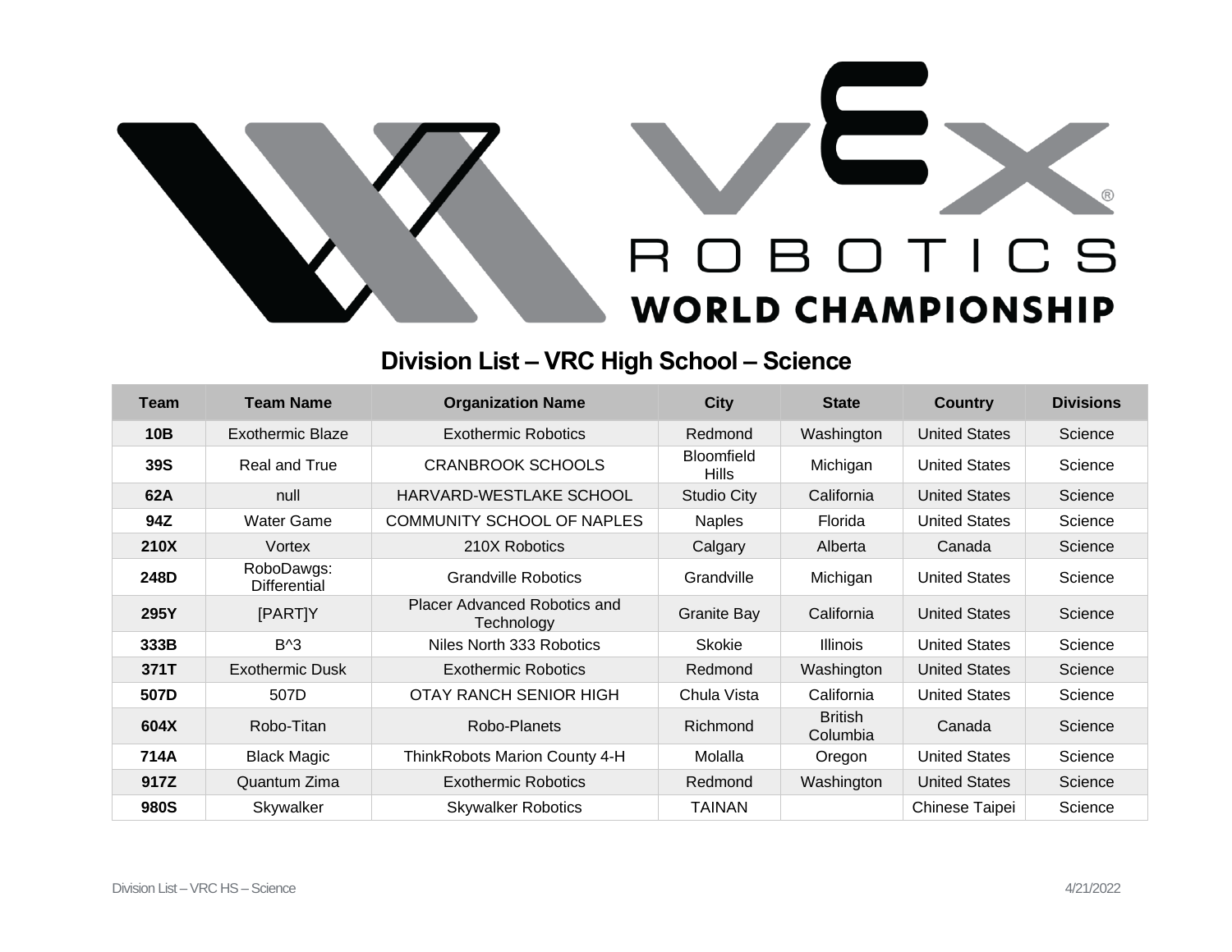# Division List – VRC High School – Science

| Team | Team Name | Organization Name | City | State | Country | Divisions |
|---|---|---|---|---|---|---|
| **10B** | Exothermic Blaze | Exothermic Robotics | Redmond | Washington | United States | Science |
| **39S** | Real and True | CRANBROOK SCHOOLS | Bloomfield Hills | Michigan | United States | Science |
| **62A** | null | HARVARD-WESTLAKE SCHOOL | Studio City | California | United States | Science |
| **94Z** | Water Game | COMMUNITY SCHOOL OF NAPLES | Naples | Florida | United States | Science |
| **210X** | Vortex | 210X Robotics | Calgary | Alberta | Canada | Science |
| **248D** | RoboDawgs: Differential | Grandville Robotics | Grandville | Michigan | United States | Science |
| **295Y** | [PART]Y | Placer Advanced Robotics and Technology | Granite Bay | California | United States | Science |
| **333B** | B^3 | Niles North 333 Robotics | Skokie | Illinois | United States | Science |
| **371T** | Exothermic Dusk | Exothermic Robotics | Redmond | Washington | United States | Science |
| **507D** | 507D | OTAY RANCH SENIOR HIGH | Chula Vista | California | United States | Science |
| **604X** | Robo-Titan | Robo-Planets | Richmond | British Columbia | Canada | Science |
| **714A** | Black Magic | ThinkRobots Marion County 4-H | Molalla | Oregon | United States | Science |
| **917Z** | Quantum Zima | Exothermic Robotics | Redmond | Washington | United States | Science |
| **980S** | Skywalker | Skywalker Robotics | TAINAN | | Chinese Taipei | Science |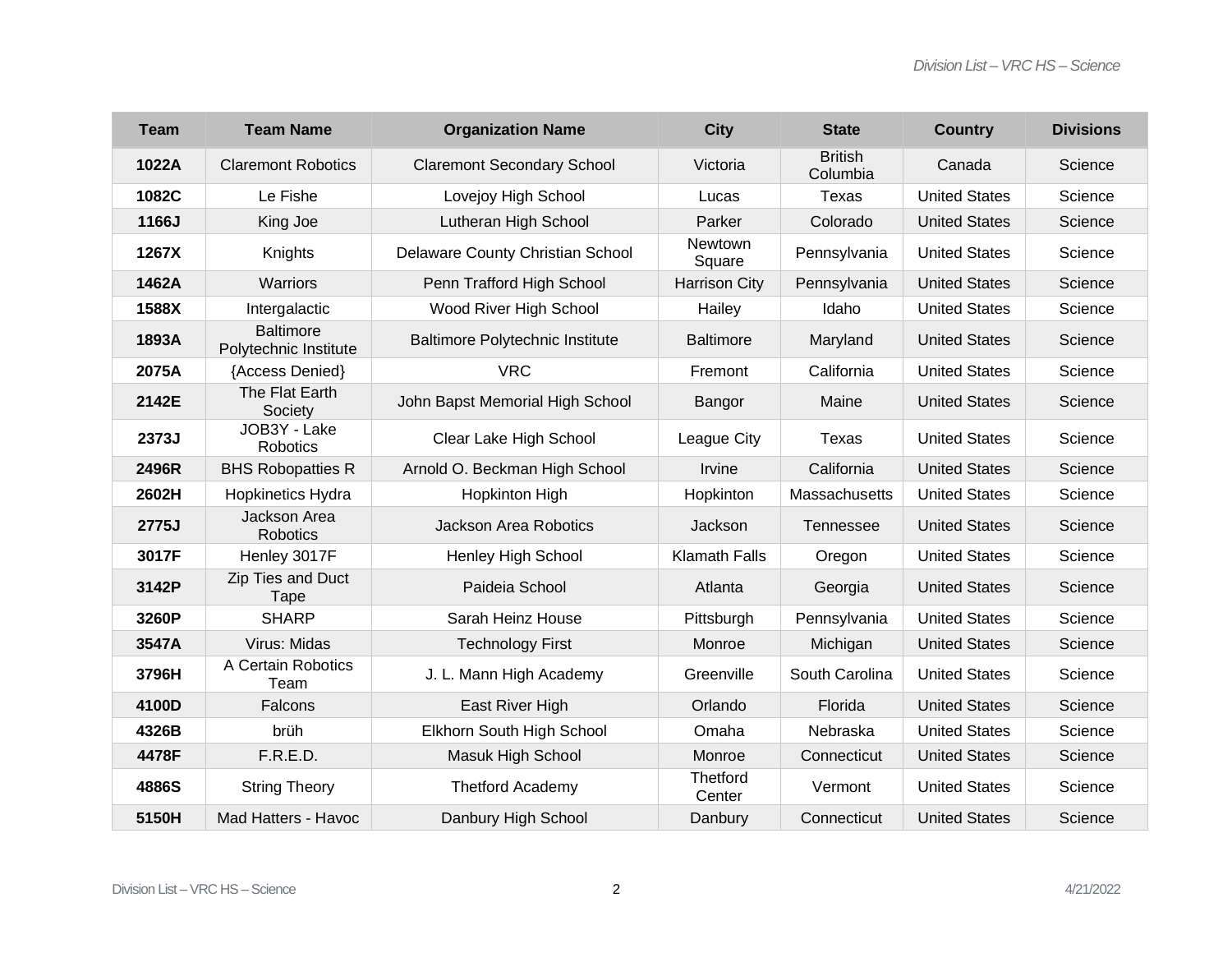| Team | Team Name | Organization Name | City | State | Country | Divisions |
|---|---|---|---|---|---|---|
| **1022A** | Claremont Robotics | Claremont Secondary School | Victoria | British Columbia | Canada | Science |
| **1082C** | Le Fishe | Lovejoy High School | Lucas | Texas | United States | Science |
| **1166J** | King Joe | Lutheran High School | Parker | Colorado | United States | Science |
| **1267X** | Knights | Delaware County Christian School | Newtown Square | Pennsylvania | United States | Science |
| **1462A** | Warriors | Penn Trafford High School | Harrison City | Pennsylvania | United States | Science |
| **1588X** | Intergalactic | Wood River High School | Hailey | Idaho | United States | Science |
| **1893A** | Baltimore Polytechnic Institute | Baltimore Polytechnic Institute | Baltimore | Maryland | United States | Science |
| **2075A** | {Access Denied} | VRC | Fremont | California | United States | Science |
| **2142E** | The Flat Earth Society | John Bapst Memorial High School | Bangor | Maine | United States | Science |
| **2373J** | JOB3Y - Lake Robotics | Clear Lake High School | League City | Texas | United States | Science |
| **2496R** | BHS Robopatties R | Arnold O. Beckman High School | Irvine | California | United States | Science |
| **2602H** | Hopkinetics Hydra | Hopkinton High | Hopkinton | Massachusetts | United States | Science |
| **2775J** | Jackson Area Robotics | Jackson Area Robotics | Jackson | Tennessee | United States | Science |
| **3017F** | Henley 3017F | Henley High School | Klamath Falls | Oregon | United States | Science |
| **3142P** | Zip Ties and Duct Tape | Paideia School | Atlanta | Georgia | United States | Science |
| **3260P** | SHARP | Sarah Heinz House | Pittsburgh | Pennsylvania | United States | Science |
| **3547A** | Virus: Midas | Technology First | Monroe | Michigan | United States | Science |
| **3796H** | A Certain Robotics Team | J. L. Mann High Academy | Greenville | South Carolina | United States | Science |
| **4100D** | Falcons | East River High | Orlando | Florida | United States | Science |
| **4326B** | brüh | Elkhorn South High School | Omaha | Nebraska | United States | Science |
| **4478F** | F.R.E.D. | Masuk High School | Monroe | Connecticut | United States | Science |
| **4886S** | String Theory | Thetford Academy | Thetford Center | Vermont | United States | Science |
| **5150H** | Mad Hatters - Havoc | Danbury High School | Danbury | Connecticut | United States | Science |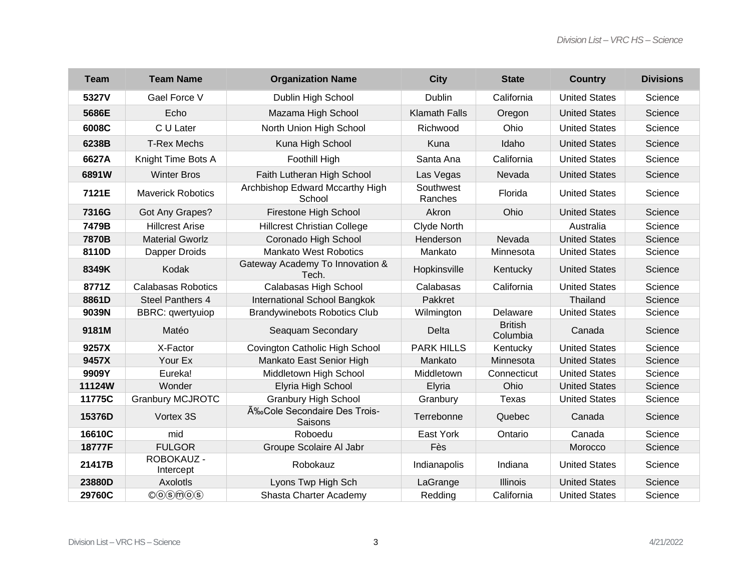| Team | Team Name | Organization Name | City | State | Country | Divisions |
|---|---|---|---|---|---|---|
| 5327V | Gael Force V | Dublin High School | Dublin | California | United States | Science |
| 5686E | Echo | Mazama High School | Klamath Falls | Oregon | United States | Science |
| 6008C | C U Later | North Union High School | Richwood | Ohio | United States | Science |
| 6238B | T-Rex Mechs | Kuna High School | Kuna | Idaho | United States | Science |
| 6627A | Knight Time Bots A | Foothill High | Santa Ana | California | United States | Science |
| 6891W | Winter Bros | Faith Lutheran High School | Las Vegas | Nevada | United States | Science |
| 7121E | Maverick Robotics | Archbishop Edward Mccarthy High School | Southwest Ranches | Florida | United States | Science |
| 7316G | Got Any Grapes? | Firestone High School | Akron | Ohio | United States | Science |
| 7479B | Hillcrest Arise | Hillcrest Christian College | Clyde North | | Australia | Science |
| 7870B | Material Gworlz | Coronado High School | Henderson | Nevada | United States | Science |
| 8110D | Dapper Droids | Mankato West Robotics | Mankato | Minnesota | United States | Science |
| 8349K | Kodak | Gateway Academy To Innovation & Tech. | Hopkinsville | Kentucky | United States | Science |
| 8771Z | Calabasas Robotics | Calabasas High School | Calabasas | California | United States | Science |
| 8861D | Steel Panthers 4 | International School Bangkok | Pakkret | | Thailand | Science |
| 9039N | BBRC: qwertyuiop | Brandywinebots Robotics Club | Wilmington | Delaware | United States | Science |
| 9181M | Matéo | Seaquam Secondary | Delta | British Columbia | Canada | Science |
| 9257X | X-Factor | Covington Catholic High School | PARK HILLS | Kentucky | United States | Science |
| 9457X | Your Ex | Mankato East Senior High | Mankato | Minnesota | United States | Science |
| 9909Y | Eureka! | Middletown High School | Middletown | Connecticut | United States | Science |
| 11124W | Wonder | Elyria High School | Elyria | Ohio | United States | Science |
| 11775C | Granbury MCJROTC | Granbury High School | Granbury | Texas | United States | Science |
| 15376D | Vortex 3S | Ã‰Cole Secondaire Des Trois-Saisons | Terrebonne | Quebec | Canada | Science |
| 16610C | mid | Roboedu | East York | Ontario | Canada | Science |
| 18777F | FULGOR | Groupe Scolaire Al Jabr | Fès | | Morocco | Science |
| 21417B | ROBOKAUZ - Intercept | Robokauz | Indianapolis | Indiana | United States | Science |
| 23880D | Axolotls | Lyons Twp High Sch | LaGrange | Illinois | United States | Science |
| 29760C | ©ⓞⓢⓜⓞⓢ | Shasta Charter Academy | Redding | California | United States | Science |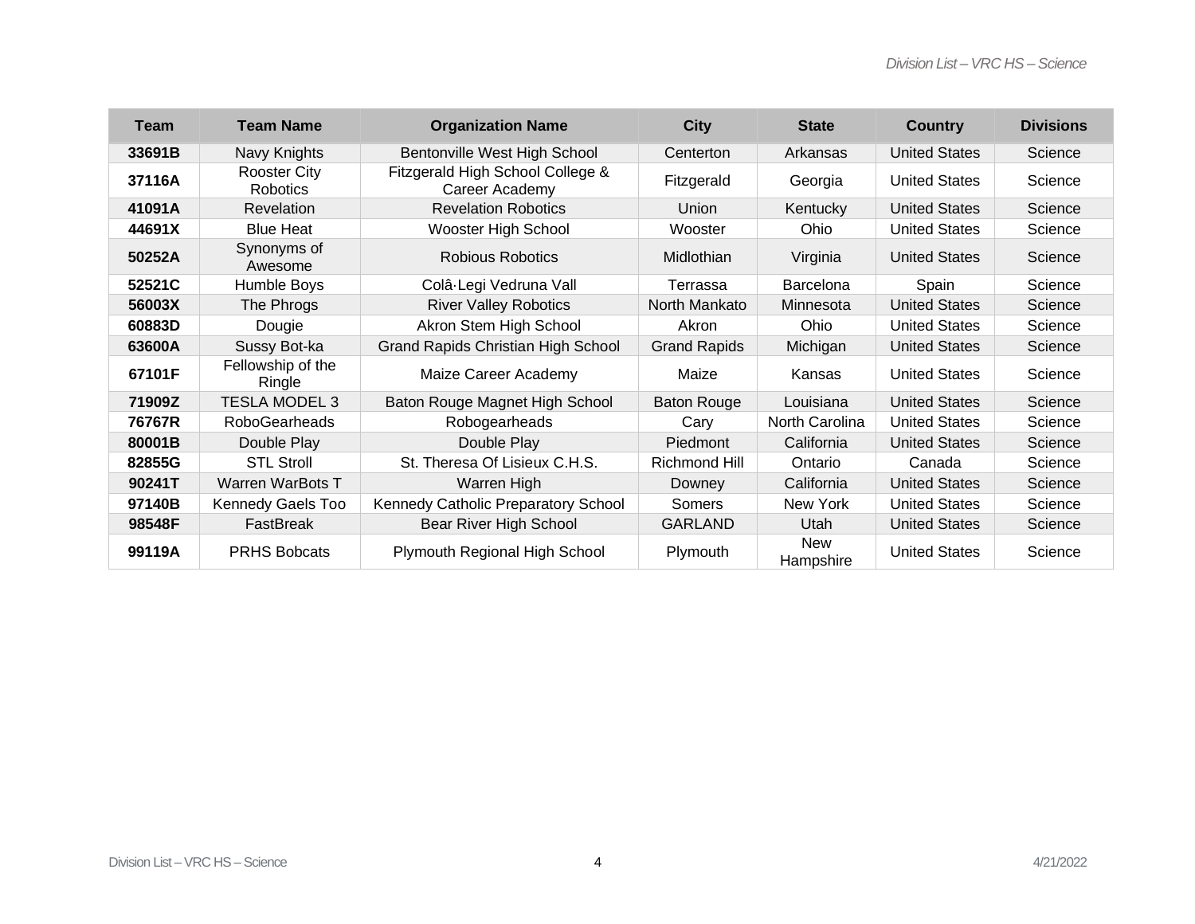| Team | Team Name | Organization Name | City | State | Country | Divisions |
|---|---|---|---|---|---|---|
| 33691B | Navy Knights | Bentonville West High School | Centerton | Arkansas | United States | Science |
| 37116A | Rooster City Robotics | Fitzgerald High School College & Career Academy | Fitzgerald | Georgia | United States | Science |
| 41091A | Revelation | Revelation Robotics | Union | Kentucky | United States | Science |
| 44691X | Blue Heat | Wooster High School | Wooster | Ohio | United States | Science |
| 50252A | Synonyms of Awesome | Robious Robotics | Midlothian | Virginia | United States | Science |
| 52521C | Humble Boys | Colâ·Legi Vedruna Vall | Terrassa | Barcelona | Spain | Science |
| 56003X | The Phrogs | River Valley Robotics | North Mankato | Minnesota | United States | Science |
| 60883D | Dougie | Akron Stem High School | Akron | Ohio | United States | Science |
| 63600A | Sussy Bot-ka | Grand Rapids Christian High School | Grand Rapids | Michigan | United States | Science |
| 67101F | Fellowship of the Ringle | Maize Career Academy | Maize | Kansas | United States | Science |
| 71909Z | TESLA MODEL 3 | Baton Rouge Magnet High School | Baton Rouge | Louisiana | United States | Science |
| 76767R | RoboGearheads | Robogearheads | Cary | North Carolina | United States | Science |
| 80001B | Double Play | Double Play | Piedmont | California | United States | Science |
| 82855G | STL Stroll | St. Theresa Of Lisieux C.H.S. | Richmond Hill | Ontario | Canada | Science |
| 90241T | Warren WarBots T | Warren High | Downey | California | United States | Science |
| 97140B | Kennedy Gaels Too | Kennedy Catholic Preparatory School | Somers | New York | United States | Science |
| 98548F | FastBreak | Bear River High School | GARLAND | Utah | United States | Science |
| 99119A | PRHS Bobcats | Plymouth Regional High School | Plymouth | New Hampshire | United States | Science |